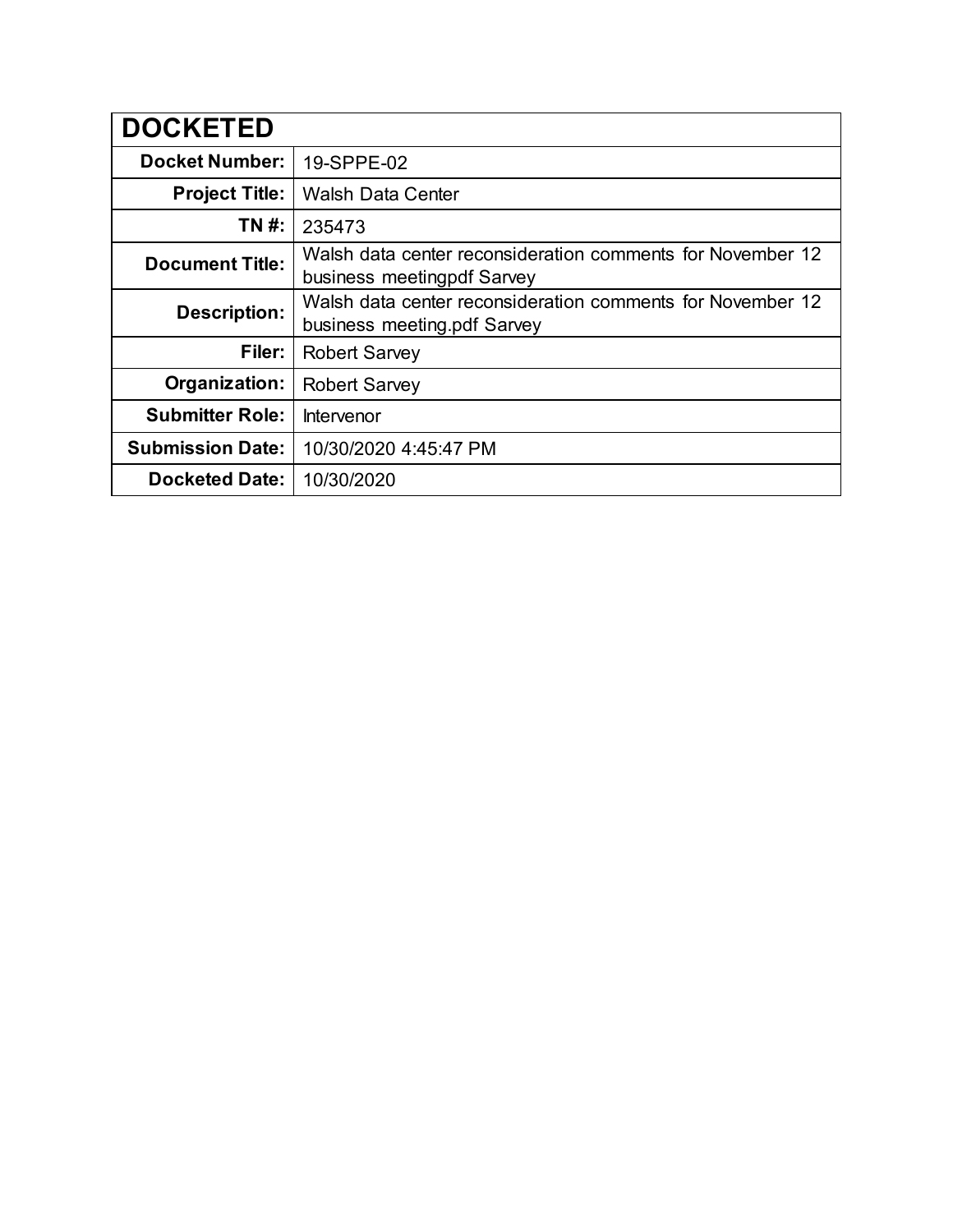| DOCKETED | |
|---|---|
| **Docket Number:** | 19-SPPE-02 |
| **Project Title:** | Walsh Data Center |
| **TN #:** | 235473 |
| **Document Title:** | Walsh data center reconsideration comments for November 12 business meetingpdf Sarvey |
| **Description:** | Walsh data center reconsideration comments for November 12 business meeting.pdf Sarvey |
| **Filer:** | Robert Sarvey |
| **Organization:** | Robert Sarvey |
| **Submitter Role:** | Intervenor |
| **Submission Date:** | 10/30/2020 4:45:47 PM |
| **Docketed Date:** | 10/30/2020 |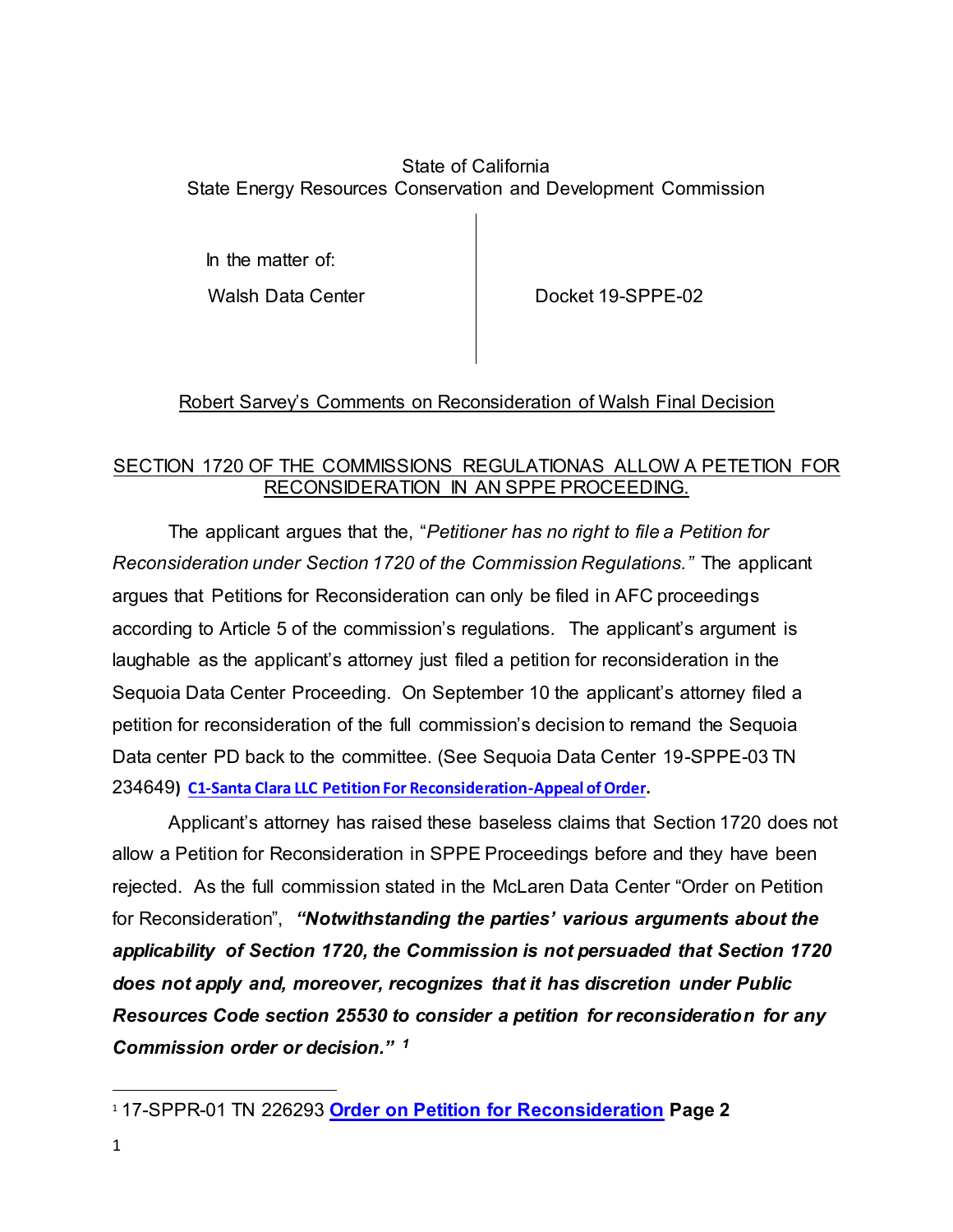State of California
State Energy Resources Conservation and Development Commission

In the matter of:

Walsh Data Center

Docket 19-SPPE-02

Robert Sarvey's Comments on Reconsideration of Walsh Final Decision

## SECTION 1720 OF THE COMMISSIONS REGULATIONAS ALLOW A PETETION FOR RECONSIDERATION IN AN SPPE PROCEEDING.

The applicant argues that the, "*Petitioner has no right to file a Petition for Reconsideration under Section 1720 of the Commission Regulations.*" The applicant argues that Petitions for Reconsideration can only be filed in AFC proceedings according to Article 5 of the commission's regulations. The applicant's argument is laughable as the applicant's attorney just filed a petition for reconsideration in the Sequoia Data Center Proceeding. On September 10 the applicant's attorney filed a petition for reconsideration of the full commission's decision to remand the Sequoia Data center PD back to the committee. (See Sequoia Data Center 19-SPPE-03 TN 234649**)** **C1-Santa Clara LLC Petition For Reconsideration-Appeal of Order**.

Applicant's attorney has raised these baseless claims that Section 1720 does not allow a Petition for Reconsideration in SPPE Proceedings before and they have been rejected. As the full commission stated in the McLaren Data Center "Order on Petition for Reconsideration", ***"Notwithstanding the parties' various arguments about the applicability of Section 1720, the Commission is not persuaded that Section 1720 does not apply and, moreover, recognizes that it has discretion under Public Resources Code section 25530 to consider a petition for reconsideration for any Commission order or decision."*** [1]

[1] 17-SPPR-01 TN 226293 **Order on Petition for Reconsideration** **Page 2**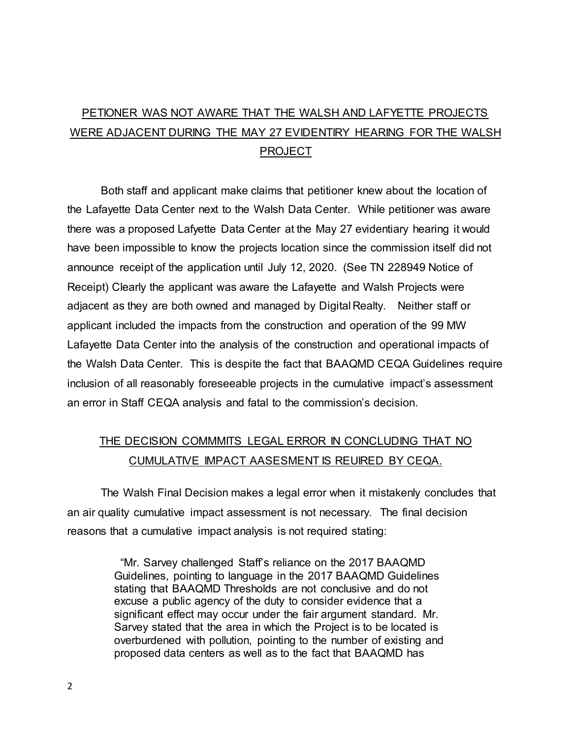## PETIONER WAS NOT AWARE THAT THE WALSH AND LAFYETTE PROJECTS WERE ADJACENT DURING THE MAY 27 EVIDENTIRY HEARING FOR THE WALSH PROJECT

Both staff and applicant make claims that petitioner knew about the location of the Lafayette Data Center next to the Walsh Data Center. While petitioner was aware there was a proposed Lafyette Data Center at the May 27 evidentiary hearing it would have been impossible to know the projects location since the commission itself did not announce receipt of the application until July 12, 2020. (See TN 228949 Notice of Receipt) Clearly the applicant was aware the Lafayette and Walsh Projects were adjacent as they are both owned and managed by Digital Realty. Neither staff or applicant included the impacts from the construction and operation of the 99 MW Lafayette Data Center into the analysis of the construction and operational impacts of the Walsh Data Center. This is despite the fact that BAAQMD CEQA Guidelines require inclusion of all reasonably foreseeable projects in the cumulative impact's assessment an error in Staff CEQA analysis and fatal to the commission's decision.

## THE DECISION COMMMITS LEGAL ERROR IN CONCLUDING THAT NO CUMULATIVE IMPACT AASESMENT IS REUIRED BY CEQA.

The Walsh Final Decision makes a legal error when it mistakenly concludes that an air quality cumulative impact assessment is not necessary. The final decision reasons that a cumulative impact analysis is not required stating:

> "Mr. Sarvey challenged Staff's reliance on the 2017 BAAQMD Guidelines, pointing to language in the 2017 BAAQMD Guidelines stating that BAAQMD Thresholds are not conclusive and do not excuse a public agency of the duty to consider evidence that a significant effect may occur under the fair argument standard. Mr. Sarvey stated that the area in which the Project is to be located is overburdened with pollution, pointing to the number of existing and proposed data centers as well as to the fact that BAAQMD has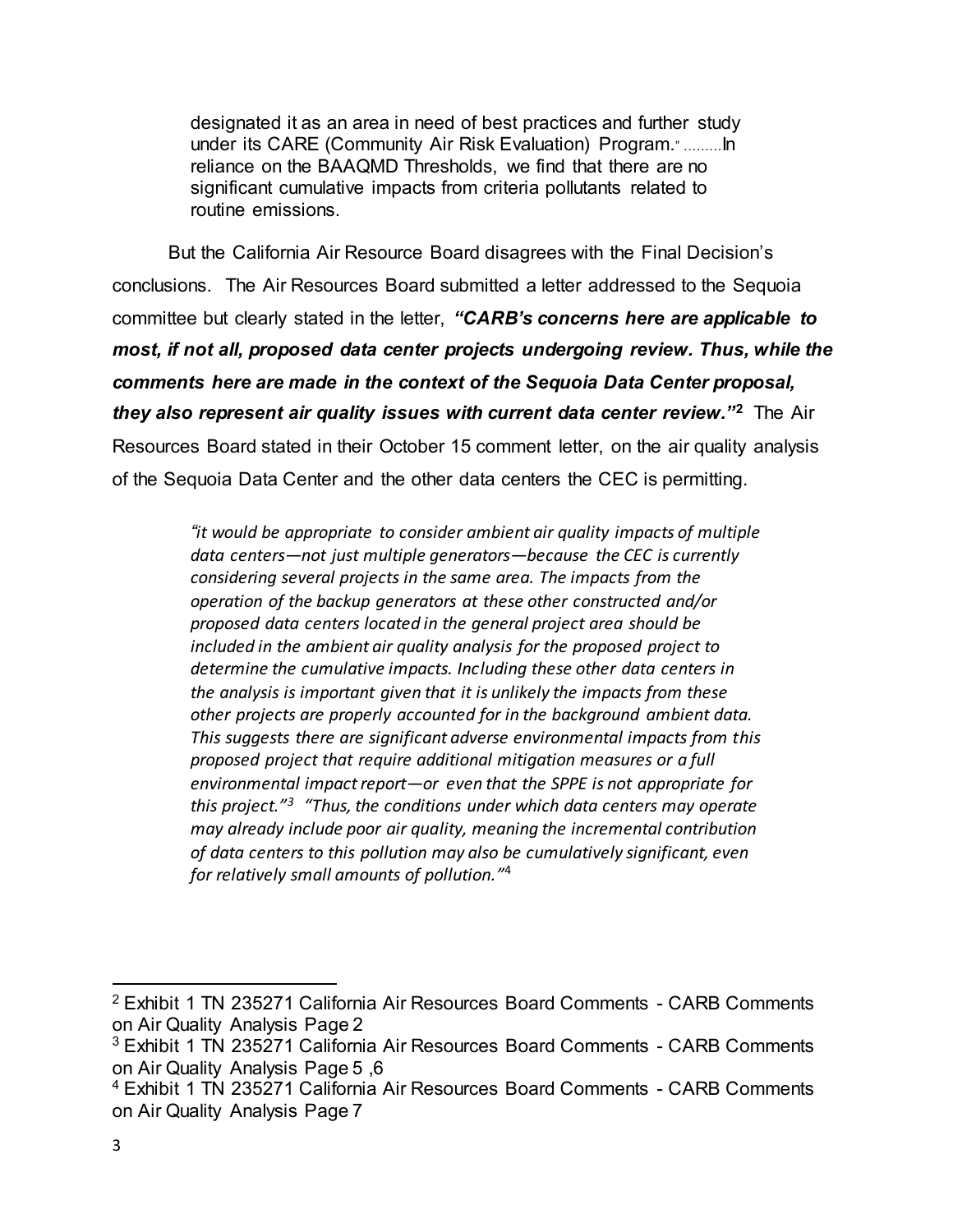> designated it as an area in need of best practices and further study under its CARE (Community Air Risk Evaluation) Program." .........In reliance on the BAAQMD Thresholds, we find that there are no significant cumulative impacts from criteria pollutants related to routine emissions.

But the California Air Resource Board disagrees with the Final Decision's conclusions. The Air Resources Board submitted a letter addressed to the Sequoia committee but clearly stated in the letter, ***"CARB's concerns here are applicable to most, if not all, proposed data center projects undergoing review. Thus, while the comments here are made in the context of the Sequoia Data Center proposal, they also represent air quality issues with current data center review."***[2] The Air Resources Board stated in their October 15 comment letter, on the air quality analysis of the Sequoia Data Center and the other data centers the CEC is permitting.

> *"it would be appropriate to consider ambient air quality impacts of multiple data centers—not just multiple generators—because the CEC is currently considering several projects in the same area. The impacts from the operation of the backup generators at these other constructed and/or proposed data centers located in the general project area should be included in the ambient air quality analysis for the proposed project to determine the cumulative impacts. Including these other data centers in the analysis is important given that it is unlikely the impacts from these other projects are properly accounted for in the background ambient data. This suggests there are significant adverse environmental impacts from this proposed project that require additional mitigation measures or a full environmental impact report—or even that the SPPE is not appropriate for this project."*[3] *"Thus, the conditions under which data centers may operate may already include poor air quality, meaning the incremental contribution of data centers to this pollution may also be cumulatively significant, even for relatively small amounts of pollution."*[4]

---

[2] Exhibit 1 TN 235271 California Air Resources Board Comments - CARB Comments on Air Quality Analysis Page 2

[3] Exhibit 1 TN 235271 California Air Resources Board Comments - CARB Comments on Air Quality Analysis Page 5 ,6

[4] Exhibit 1 TN 235271 California Air Resources Board Comments - CARB Comments on Air Quality Analysis Page 7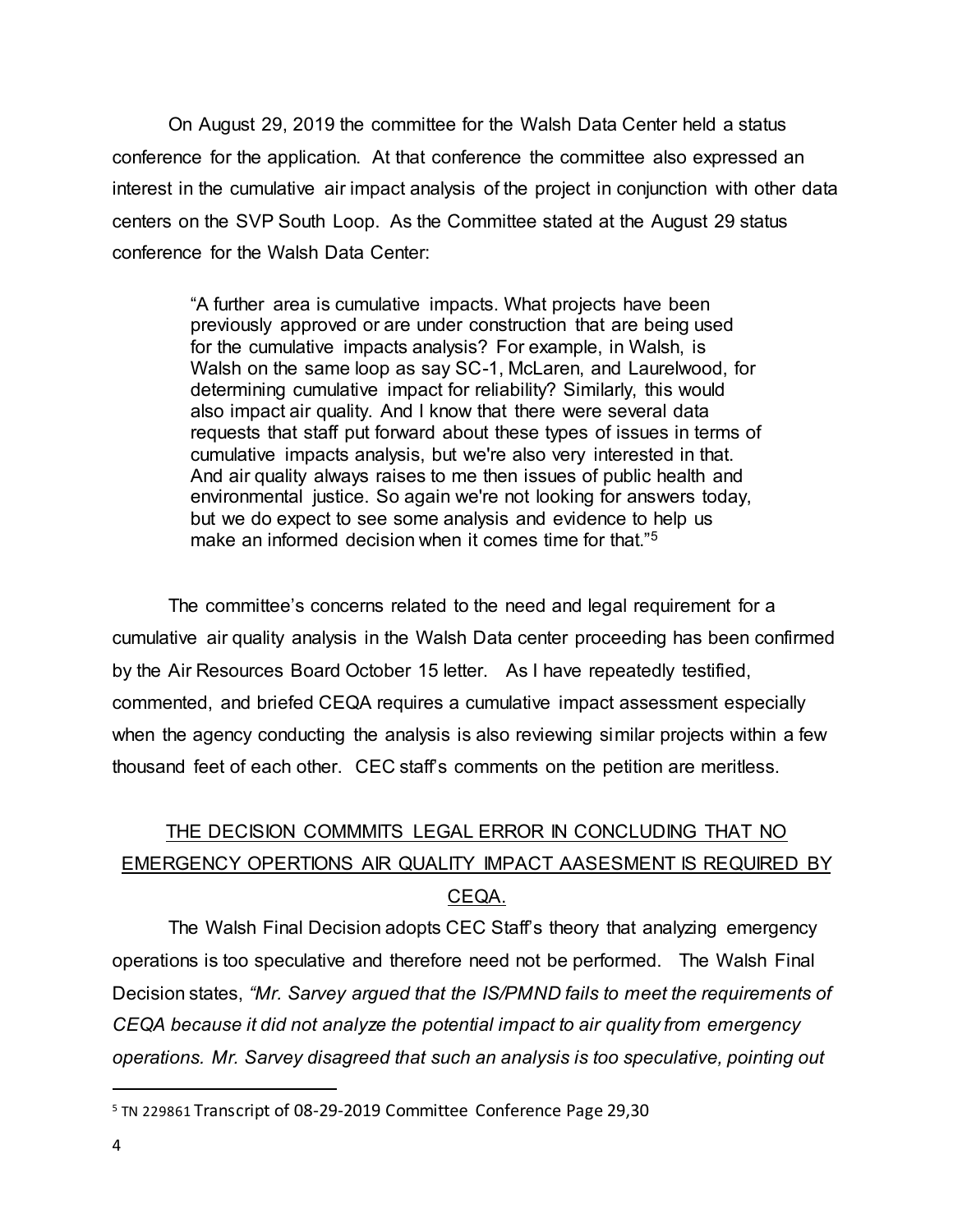On August 29, 2019 the committee for the Walsh Data Center held a status conference for the application. At that conference the committee also expressed an interest in the cumulative air impact analysis of the project in conjunction with other data centers on the SVP South Loop. As the Committee stated at the August 29 status conference for the Walsh Data Center:

> "A further area is cumulative impacts. What projects have been previously approved or are under construction that are being used for the cumulative impacts analysis? For example, in Walsh, is Walsh on the same loop as say SC-1, McLaren, and Laurelwood, for determining cumulative impact for reliability? Similarly, this would also impact air quality. And I know that there were several data requests that staff put forward about these types of issues in terms of cumulative impacts analysis, but we're also very interested in that. And air quality always raises to me then issues of public health and environmental justice. So again we're not looking for answers today, but we do expect to see some analysis and evidence to help us make an informed decision when it comes time for that."[5]

The committee's concerns related to the need and legal requirement for a cumulative air quality analysis in the Walsh Data center proceeding has been confirmed by the Air Resources Board October 15 letter. As I have repeatedly testified, commented, and briefed CEQA requires a cumulative impact assessment especially when the agency conducting the analysis is also reviewing similar projects within a few thousand feet of each other. CEC staff's comments on the petition are meritless.

## THE DECISION COMMMITS LEGAL ERROR IN CONCLUDING THAT NO EMERGENCY OPERTIONS AIR QUALITY IMPACT AASESMENT IS REQUIRED BY CEQA.

The Walsh Final Decision adopts CEC Staff's theory that analyzing emergency operations is too speculative and therefore need not be performed. The Walsh Final Decision states, *"Mr. Sarvey argued that the IS/PMND fails to meet the requirements of CEQA because it did not analyze the potential impact to air quality from emergency operations. Mr. Sarvey disagreed that such an analysis is too speculative, pointing out*

---

[5] TN 229861 Transcript of 08-29-2019 Committee Conference Page 29,30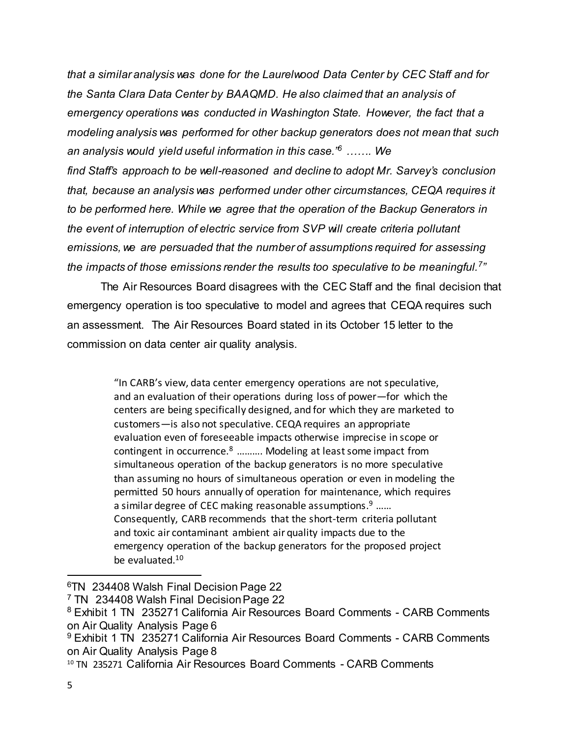*that a similar analysis was done for the Laurelwood Data Center by CEC Staff and for the Santa Clara Data Center by BAAQMD. He also claimed that an analysis of emergency operations was conducted in Washington State. However, the fact that a modeling analysis was performed for other backup generators does not mean that such an analysis would yield useful information in this case.'[6] ……. We find Staff's approach to be well-reasoned and decline to adopt Mr. Sarvey's conclusion that, because an analysis was performed under other circumstances, CEQA requires it to be performed here. While we agree that the operation of the Backup Generators in the event of interruption of electric service from SVP will create criteria pollutant emissions, we are persuaded that the number of assumptions required for assessing the impacts of those emissions render the results too speculative to be meaningful.[7]"*

The Air Resources Board disagrees with the CEC Staff and the final decision that emergency operation is too speculative to model and agrees that CEQA requires such an assessment. The Air Resources Board stated in its October 15 letter to the commission on data center air quality analysis.

> "In CARB's view, data center emergency operations are not speculative, and an evaluation of their operations during loss of power—for which the centers are being specifically designed, and for which they are marketed to customers—is also not speculative. CEQA requires an appropriate evaluation even of foreseeable impacts otherwise imprecise in scope or contingent in occurrence.[8] ………. Modeling at least some impact from simultaneous operation of the backup generators is no more speculative than assuming no hours of simultaneous operation or even in modeling the permitted 50 hours annually of operation for maintenance, which requires a similar degree of CEC making reasonable assumptions.[9] …… Consequently, CARB recommends that the short-term criteria pollutant and toxic air contaminant ambient air quality impacts due to the emergency operation of the backup generators for the proposed project be evaluated.[10]

---

[6] TN 234408 Walsh Final Decision Page 22

[7] TN 234408 Walsh Final Decision Page 22

[8] Exhibit 1 TN 235271 California Air Resources Board Comments - CARB Comments on Air Quality Analysis Page 6

[9] Exhibit 1 TN 235271 California Air Resources Board Comments - CARB Comments on Air Quality Analysis Page 8

[10] TN 235271 California Air Resources Board Comments - CARB Comments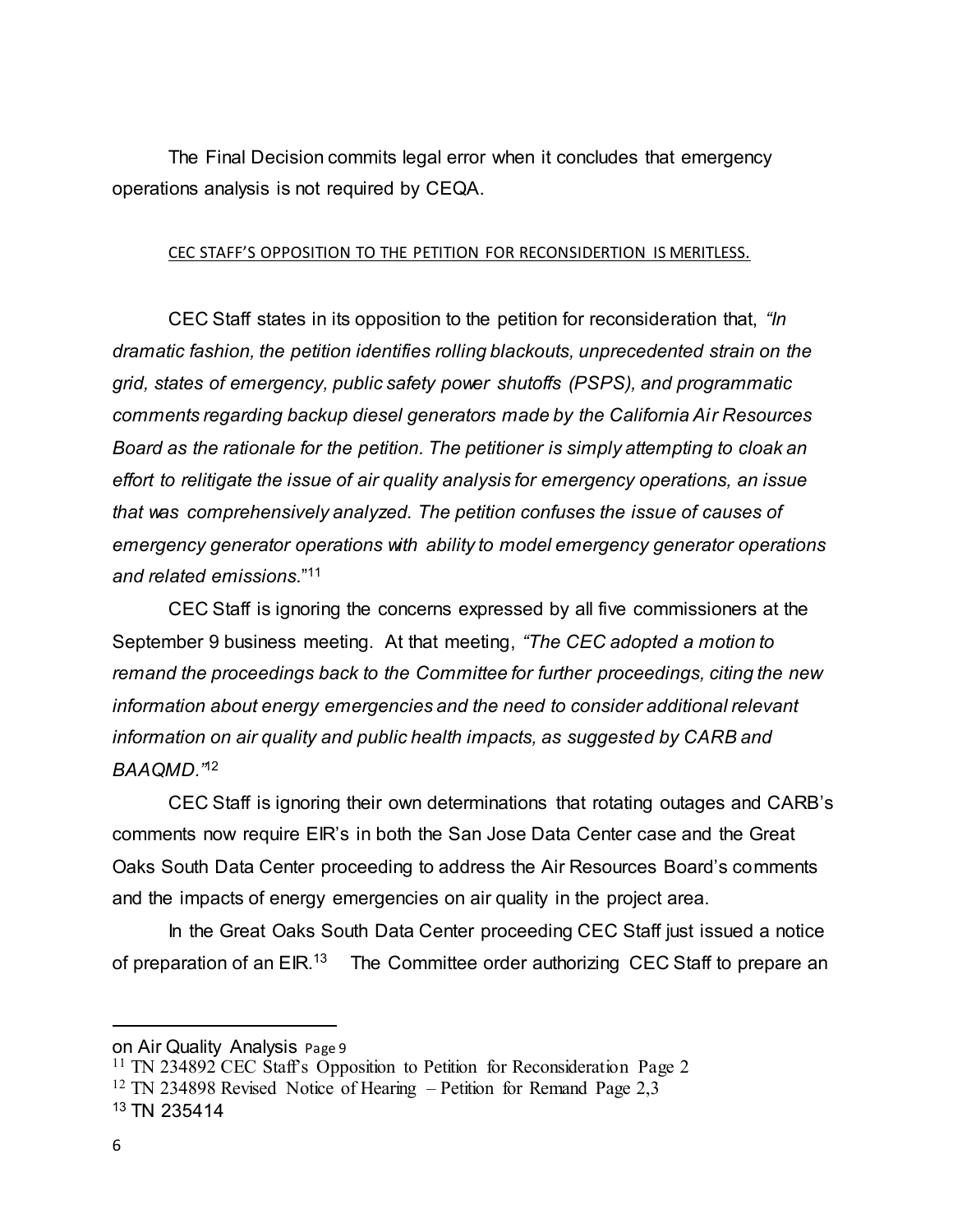The Final Decision commits legal error when it concludes that emergency operations analysis is not required by CEQA.

CEC STAFF'S OPPOSITION TO THE PETITION FOR RECONSIDERTION IS MERITLESS.

CEC Staff states in its opposition to the petition for reconsideration that, *"In dramatic fashion, the petition identifies rolling blackouts, unprecedented strain on the grid, states of emergency, public safety power shutoffs (PSPS), and programmatic comments regarding backup diesel generators made by the California Air Resources Board as the rationale for the petition. The petitioner is simply attempting to cloak an effort to relitigate the issue of air quality analysis for emergency operations, an issue that was comprehensively analyzed. The petition confuses the issue of causes of emergency generator operations with ability to model emergency generator operations and related emissions.*"[11]

CEC Staff is ignoring the concerns expressed by all five commissioners at the September 9 business meeting. At that meeting, *"The CEC adopted a motion to remand the proceedings back to the Committee for further proceedings, citing the new information about energy emergencies and the need to consider additional relevant information on air quality and public health impacts, as suggested by CARB and BAAQMD."*[12]

CEC Staff is ignoring their own determinations that rotating outages and CARB's comments now require EIR's in both the San Jose Data Center case and the Great Oaks South Data Center proceeding to address the Air Resources Board's comments and the impacts of energy emergencies on air quality in the project area.

In the Great Oaks South Data Center proceeding CEC Staff just issued a notice of preparation of an EIR.[13] The Committee order authorizing CEC Staff to prepare an

---

on Air Quality Analysis Page 9

[11] TN 234892 CEC Staff's Opposition to Petition for Reconsideration Page 2

[12] TN 234898 Revised Notice of Hearing – Petition for Remand Page 2,3

[13] TN 235414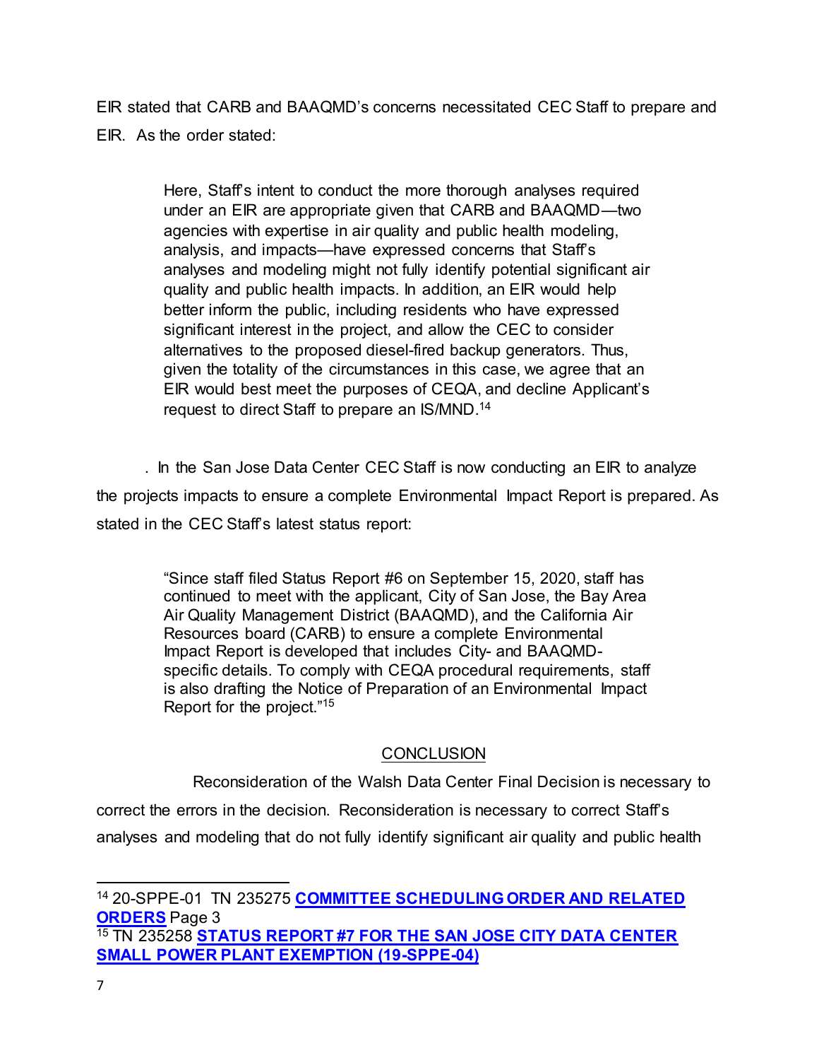EIR stated that CARB and BAAQMD's concerns necessitated CEC Staff to prepare and EIR. As the order stated:

> Here, Staff's intent to conduct the more thorough analyses required under an EIR are appropriate given that CARB and BAAQMD—two agencies with expertise in air quality and public health modeling, analysis, and impacts—have expressed concerns that Staff's analyses and modeling might not fully identify potential significant air quality and public health impacts. In addition, an EIR would help better inform the public, including residents who have expressed significant interest in the project, and allow the CEC to consider alternatives to the proposed diesel-fired backup generators. Thus, given the totality of the circumstances in this case, we agree that an EIR would best meet the purposes of CEQA, and decline Applicant's request to direct Staff to prepare an IS/MND.[14]

. In the San Jose Data Center CEC Staff is now conducting an EIR to analyze the projects impacts to ensure a complete Environmental Impact Report is prepared. As stated in the CEC Staff's latest status report:

> "Since staff filed Status Report #6 on September 15, 2020, staff has continued to meet with the applicant, City of San Jose, the Bay Area Air Quality Management District (BAAQMD), and the California Air Resources board (CARB) to ensure a complete Environmental Impact Report is developed that includes City- and BAAQMD-specific details. To comply with CEQA procedural requirements, staff is also drafting the Notice of Preparation of an Environmental Impact Report for the project."[15]

## CONCLUSION

Reconsideration of the Walsh Data Center Final Decision is necessary to correct the errors in the decision. Reconsideration is necessary to correct Staff's analyses and modeling that do not fully identify significant air quality and public health

---

[14] 20-SPPE-01 TN 235275 **COMMITTEE SCHEDULING ORDER AND RELATED ORDERS** Page 3

[15] TN 235258 **STATUS REPORT #7 FOR THE SAN JOSE CITY DATA CENTER SMALL POWER PLANT EXEMPTION (19-SPPE-04)**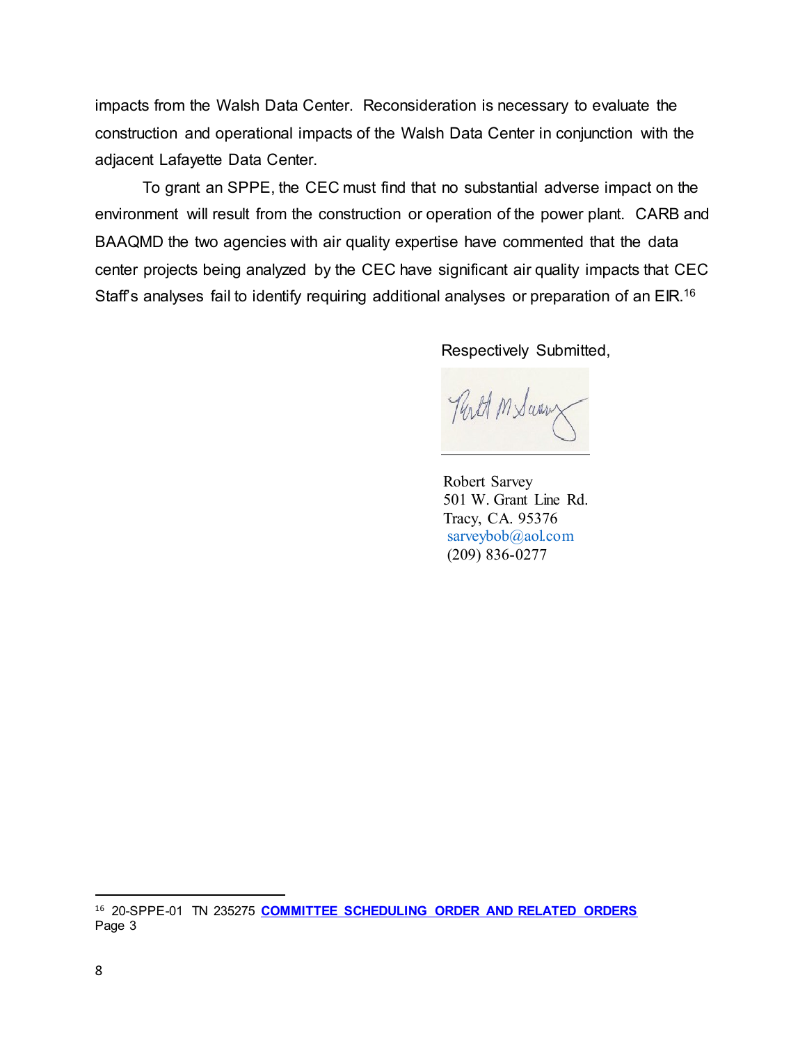impacts from the Walsh Data Center. Reconsideration is necessary to evaluate the construction and operational impacts of the Walsh Data Center in conjunction with the adjacent Lafayette Data Center.

To grant an SPPE, the CEC must find that no substantial adverse impact on the environment will result from the construction or operation of the power plant. CARB and BAAQMD the two agencies with air quality expertise have commented that the data center projects being analyzed by the CEC have significant air quality impacts that CEC Staff's analyses fail to identify requiring additional analyses or preparation of an EIR.[16]

Respectively Submitted,

Robert Sarvey
501 W. Grant Line Rd.
Tracy, CA. 95376
sarveybob@aol.com
(209) 836-0277

---

[16] 20-SPPE-01 TN 235275 **COMMITTEE SCHEDULING ORDER AND RELATED ORDERS**
Page 3